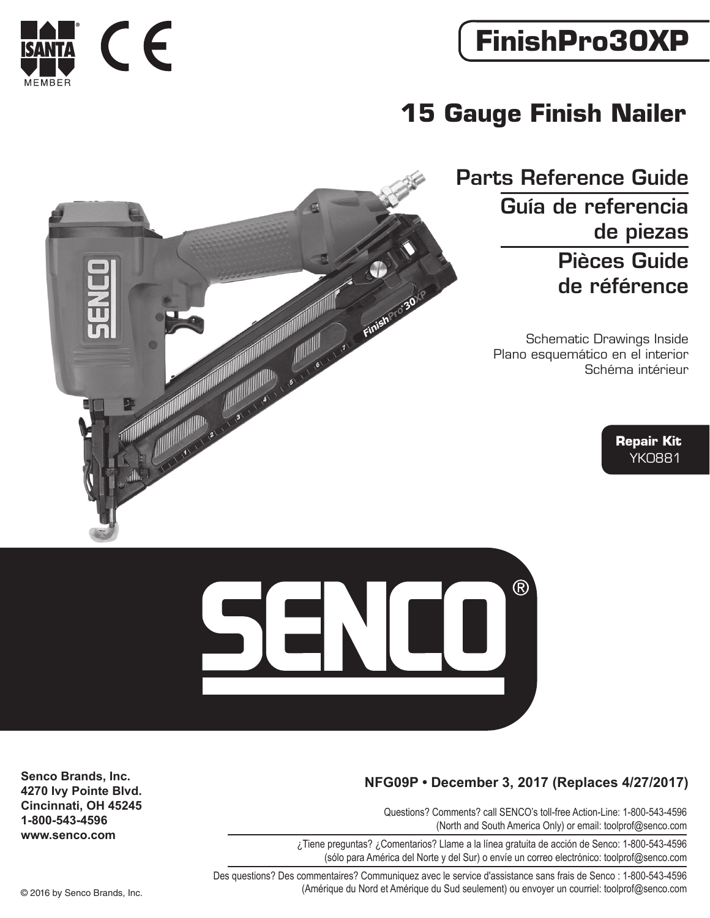ISANTA® MEMBER

# FinishPro30XP

## 15 Gauge Finish Nailer

### Parts Reference Guide

### Guía de referencia de piezas

### Pièces Guide de référence

Schematic Drawings Inside
Plano esquemático en el interior
Schéma intérieur

**Repair Kit**
YK0881

SENCO®

**Senco Brands, Inc.**
**4270 Ivy Pointe Blvd.**
**Cincinnati, OH 45245**
**1-800-543-4596**
**www.senco.com**

**NFG09P • December 3, 2017 (Replaces 4/27/2017)**

Questions? Comments? call SENCO's toll-free Action-Line: 1-800-543-4596
(North and South America Only) or email: toolprof@senco.com

¿Tiene preguntas? ¿Comentarios? Llame a la línea gratuita de acción de Senco: 1-800-543-4596
(sólo para América del Norte y del Sur) o envíe un correo electrónico: toolprof@senco.com

Des questions? Des commentaires? Communiquez avec le service d'assistance sans frais de Senco : 1-800-543-4596
(Amérique du Nord et Amérique du Sud seulement) ou envoyer un courriel: toolprof@senco.com

© 2016 by Senco Brands, Inc.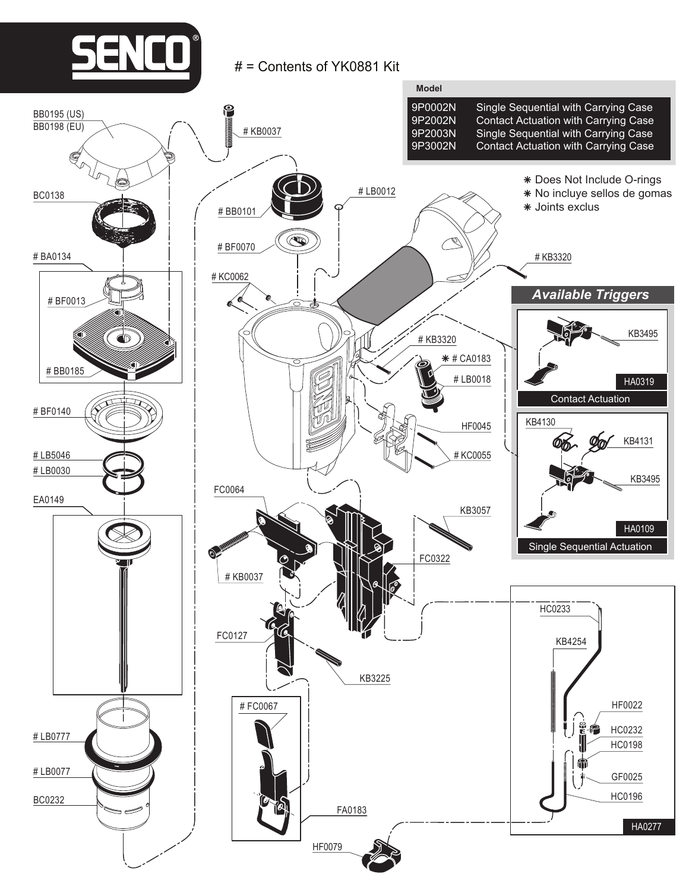# SENCO®

# = Contents of YK0881 Kit

| Model | |
|---|---|
| 9P0002N | Single Sequential with Carrying Case |
| 9P2002N | Contact Actuation with Carrying Case |
| 9P2003N | Single Sequential with Carrying Case |
| 9P3002N | Contact Actuation with Carrying Case |

❋ Does Not Include O-rings
❋ No incluye sellos de gomas
❋ Joints exclus

BB0195 (US)
BB0198 (EU)
BC0138
# BA0134
# BF0013
# BB0185
# BF0140
# LB5046
# LB0030
EA0149
# LB0777
# LB0077
BC0232
# KB0037
# BB0101
# LB0012
# BF0070
# KC0062
# KB3320
# KB3320
❋ # CA0183
# LB0018
HF0045
# KC0055
FC0064
KB3057
FC0322
# KB0037
FC0127
KB3225
# FC0067
FA0183
HF0079

## Available Triggers

KB3495
HA0319
Contact Actuation

KB4130
KB4131
KB3495
HA0109
Single Sequential Actuation

HC0233
KB4254
HF0022
HC0232
HC0198
GF0025
HC0196
HA0277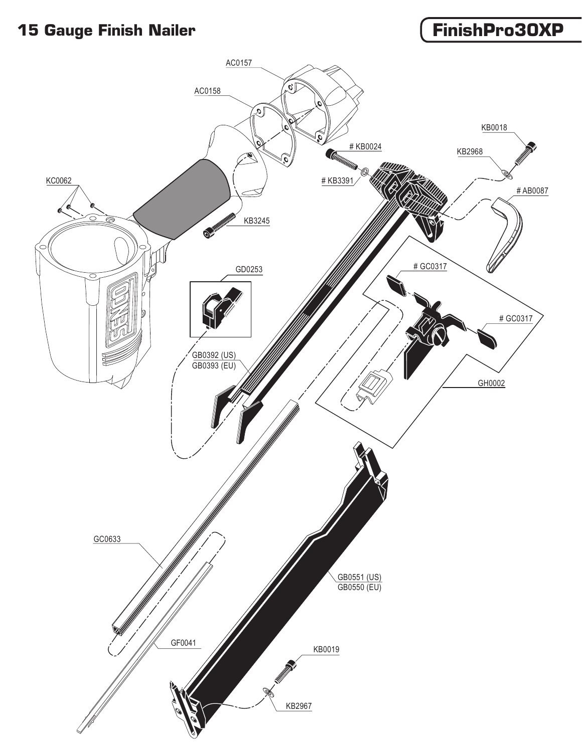# 15 Gauge Finish Nailer

## FinishPro30XP

AC0157

AC0158

KC0062

KB3245

# KB0024

# KB3391

KB0018

KB2968

# AB0087

GD0253

GB0392 (US)
GB0393 (EU)

# GC0317

# GC0317

GH0002

GC0633

GB0551 (US)
GB0550 (EU)

GF0041

KB0019

KB2967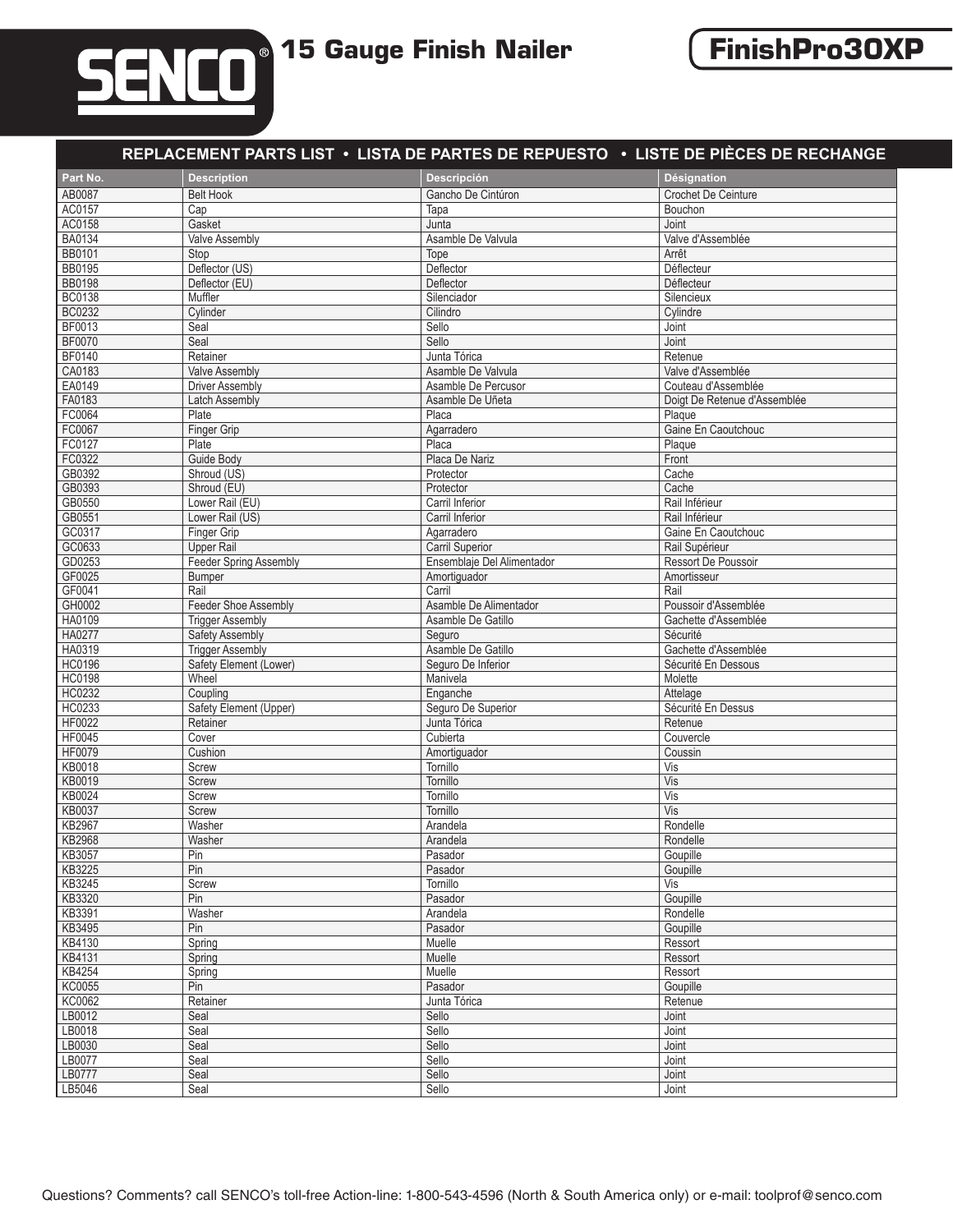# 15 Gauge Finish Nailer

## FinishPro30XP

### REPLACEMENT PARTS LIST • LISTA DE PARTES DE REPUESTO • LISTE DE PIÈCES DE RECHANGE

| Part No. | Description | Descripción | Désignation |
|---|---|---|---|
| AB0087 | Belt Hook | Gancho De Cintúron | Crochet De Ceinture |
| AC0157 | Cap | Tapa | Bouchon |
| AC0158 | Gasket | Junta | Joint |
| BA0134 | Valve Assembly | Asamble De Valvula | Valve d'Assemblée |
| BB0101 | Stop | Tope | Arrêt |
| BB0195 | Deflector (US) | Deflector | Déflecteur |
| BB0198 | Deflector (EU) | Deflector | Déflecteur |
| BC0138 | Muffler | Silenciador | Silencieux |
| BC0232 | Cylinder | Cilindro | Cylindre |
| BF0013 | Seal | Sello | Joint |
| BF0070 | Seal | Sello | Joint |
| BF0140 | Retainer | Junta Tórica | Retenue |
| CA0183 | Valve Assembly | Asamble De Valvula | Valve d'Assemblée |
| EA0149 | Driver Assembly | Asamble De Percusor | Couteau d'Assemblée |
| FA0183 | Latch Assembly | Asamble De Uñeta | Doigt De Retenue d'Assemblée |
| FC0064 | Plate | Placa | Plaque |
| FC0067 | Finger Grip | Agarradero | Gaine En Caoutchouc |
| FC0127 | Plate | Placa | Plaque |
| FC0322 | Guide Body | Placa De Nariz | Front |
| GB0392 | Shroud (US) | Protector | Cache |
| GB0393 | Shroud (EU) | Protector | Cache |
| GB0550 | Lower Rail (EU) | Carril Inferior | Rail Inférieur |
| GB0551 | Lower Rail (US) | Carril Inferior | Rail Inférieur |
| GC0317 | Finger Grip | Agarradero | Gaine En Caoutchouc |
| GC0633 | Upper Rail | Carril Superior | Rail Supérieur |
| GD0253 | Feeder Spring Assembly | Ensemblaje Del Alimentador | Ressort De Poussoir |
| GF0025 | Bumper | Amortiguador | Amortisseur |
| GF0041 | Rail | Carril | Rail |
| GH0002 | Feeder Shoe Assembly | Asamble De Alimentador | Poussoir d'Assemblée |
| HA0109 | Trigger Assembly | Asamble De Gatillo | Gachette d'Assemblée |
| HA0277 | Safety Assembly | Seguro | Sécurité |
| HA0319 | Trigger Assembly | Asamble De Gatillo | Gachette d'Assemblée |
| HC0196 | Safety Element (Lower) | Seguro De Inferior | Sécurité En Dessous |
| HC0198 | Wheel | Manivela | Molette |
| HC0232 | Coupling | Enganche | Attelage |
| HC0233 | Safety Element (Upper) | Seguro De Superior | Sécurité En Dessus |
| HF0022 | Retainer | Junta Tórica | Retenue |
| HF0045 | Cover | Cubierta | Couvercle |
| HF0079 | Cushion | Amortiguador | Coussin |
| KB0018 | Screw | Tornillo | Vis |
| KB0019 | Screw | Tornillo | Vis |
| KB0024 | Screw | Tornillo | Vis |
| KB0037 | Screw | Tornillo | Vis |
| KB2967 | Washer | Arandela | Rondelle |
| KB2968 | Washer | Arandela | Rondelle |
| KB3057 | Pin | Pasador | Goupille |
| KB3225 | Pin | Pasador | Goupille |
| KB3245 | Screw | Tornillo | Vis |
| KB3320 | Pin | Pasador | Goupille |
| KB3391 | Washer | Arandela | Rondelle |
| KB3495 | Pin | Pasador | Goupille |
| KB4130 | Spring | Muelle | Ressort |
| KB4131 | Spring | Muelle | Ressort |
| KB4254 | Spring | Muelle | Ressort |
| KC0055 | Pin | Pasador | Goupille |
| KC0062 | Retainer | Junta Tórica | Retenue |
| LB0012 | Seal | Sello | Joint |
| LB0018 | Seal | Sello | Joint |
| LB0030 | Seal | Sello | Joint |
| LB0077 | Seal | Sello | Joint |
| LB0777 | Seal | Sello | Joint |
| LB5046 | Seal | Sello | Joint |

Questions? Comments? call SENCO's toll-free Action-line: 1-800-543-4596 (North & South America only) or e-mail: toolprof@senco.com